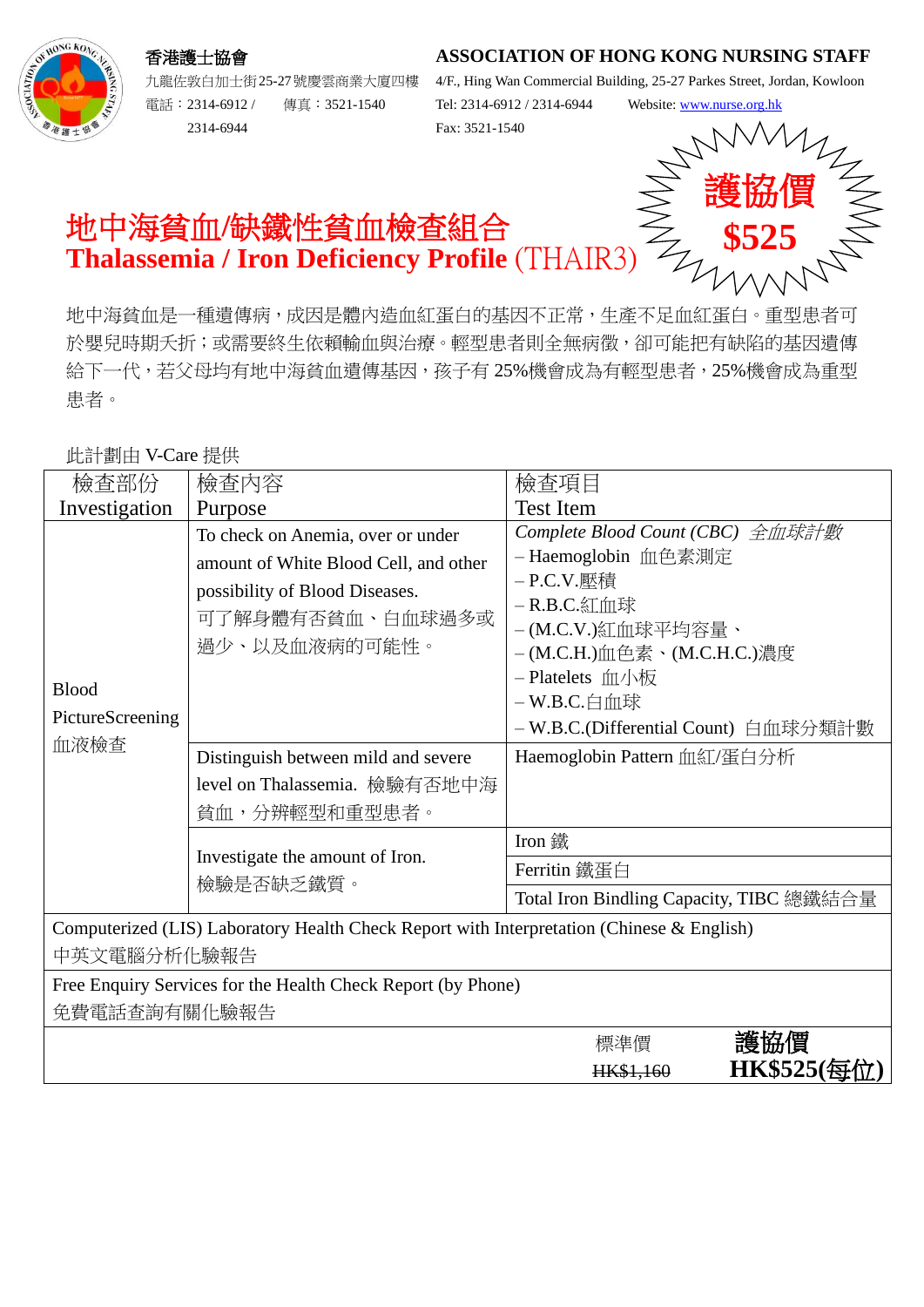香港護士協會
九龍佐敦白加士街25-27號慶雲商業大廈四樓
電話：2314-6912 / 2314-6944　傳真：3521-1540

**ASSOCIATION OF HONG KONG NURSING STAFF**
4/F., Hing Wan Commercial Building, 25-27 Parkes Street, Jordan, Kowloon
Tel: 2314-6912 / 2314-6944　Website: www.nurse.org.hk
Fax: 3521-1540

**護協價 $525**

# 地中海貧血/缺鐵性貧血檢查組合
# Thalassemia / Iron Deficiency Profile (THAIR3)

地中海貧血是一種遺傳病，成因是體內造血紅蛋白的基因不正常，生產不足血紅蛋白。重型患者可於嬰兒時期夭折；或需要終生依賴輸血與治療。輕型患者則全無病徵，卻可能把有缺陷的基因遺傳給下一代，若父母均有地中海貧血遺傳基因，孩子有25%機會成為有輕型患者，25%機會成為重型患者。

此計劃由 V-Care 提供

| 檢查部份 Investigation | 檢查內容 Purpose | 檢查項目 Test Item |
|---|---|---|
| Blood PictureScreening 血液檢查 | To check on Anemia, over or under amount of White Blood Cell, and other possibility of Blood Diseases. 可了解身體有否貧血、白血球過多或過少、以及血液病的可能性。 | *Complete Blood Count (CBC) 全血球計數*<br>– Haemoglobin 血色素測定<br>– P.C.V.壓積<br>– R.B.C.紅血球<br>– (M.C.V.)紅血球平均容量、<br>– (M.C.H.)血色素、(M.C.H.C.)濃度<br>– Platelets 血小板<br>– W.B.C.白血球<br>– W.B.C.(Differential Count) 白血球分類計數 |
| | Distinguish between mild and severe level on Thalassemia. 檢驗有否地中海貧血，分辨輕型和重型患者。 | Haemoglobin Pattern 血紅/蛋白分析 |
| | Investigate the amount of Iron. 檢驗是否缺乏鐵質。 | Iron 鐵 |
| | | Ferritin 鐵蛋白 |
| | | Total Iron Bindling Capacity, TIBC 總鐵結合量 |
| Computerized (LIS) Laboratory Health Check Report with Interpretation (Chinese & English) 中英文電腦分析化驗報告 | | |
| Free Enquiry Services for the Health Check Report (by Phone) 免費電話查詢有關化驗報告 | | |
| | 標準價 ~~HK$1,160~~ | **護協價 HK$525(每位)** |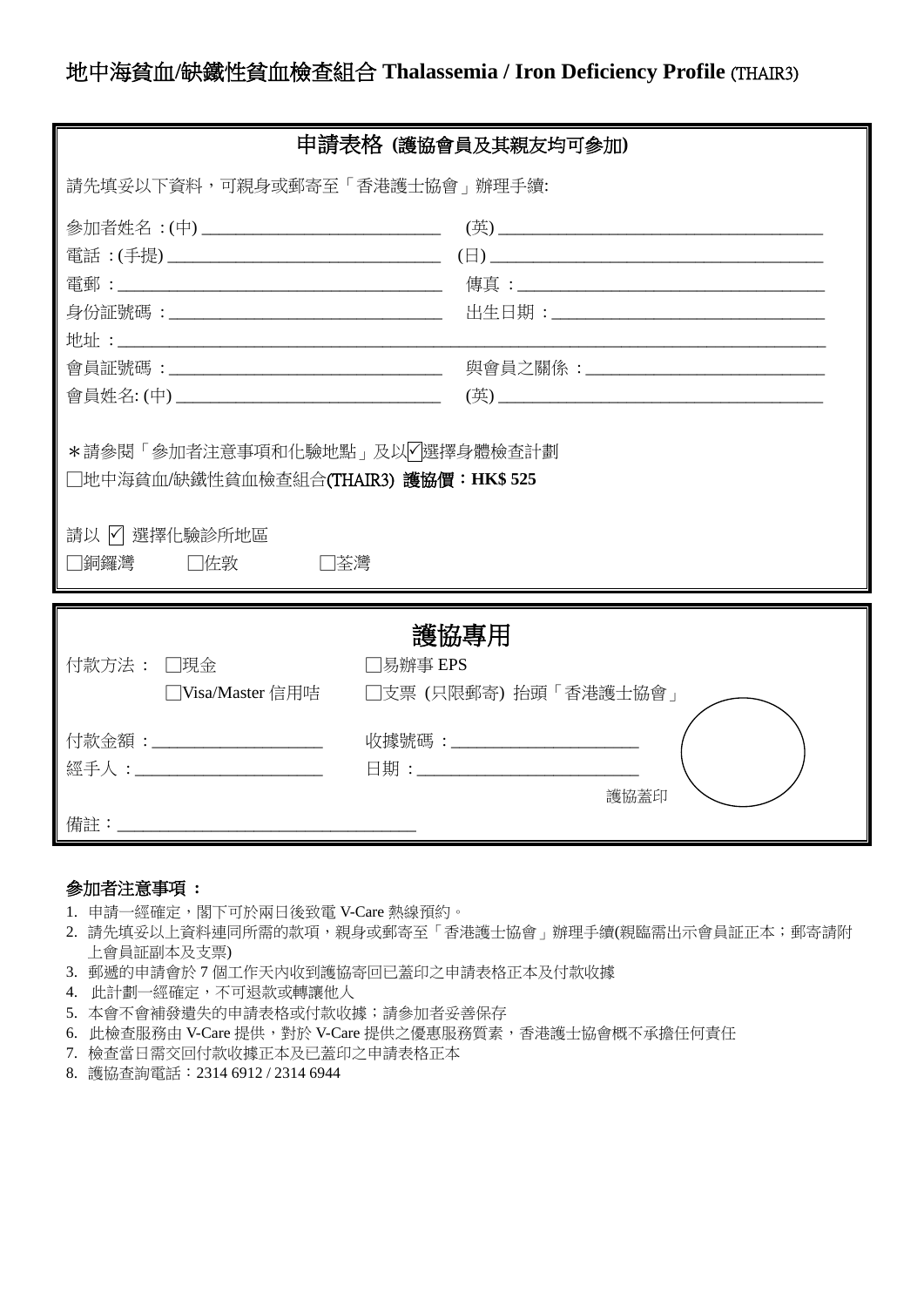# 地中海貧血/缺鐵性貧血檢查組合 **Thalassemia / Iron Deficiency Profile** (THAIR3)

## 申請表格 (護協會員及其親友均可參加)

請先填妥以下資料，可親身或郵寄至「香港護士協會」辦理手續:

參加者姓名：(中) ____________________ (英) ____________________

電話：(手提) ____________________ (日) ____________________

電郵：____________________ 傳真：____________________

身份証號碼：____________________ 出生日期：____________________

地址：________________________________________

會員証號碼：____________________ 與會員之關係：____________________

會員姓名: (中) ____________________ (英) ____________________

＊請參閱「參加者注意事項和化驗地點」及以☑選擇身體檢查計劃

☐地中海貧血/缺鐵性貧血檢查組合(THAIR3) **護協價：HK$ 525**

請以 ☑ 選擇化驗診所地區

☐銅鑼灣 ☐佐敦 ☐荃灣

## 護協專用

付款方法： ☐現金 ☐易辦事 EPS

☐Visa/Master 信用咭 ☐支票 (只限郵寄) 抬頭「香港護士協會」

付款金額：____________________ 收據號碼：____________________

經手人：____________________ 日期：____________________

護協蓋印

備註：____________________

### 參加者注意事項：

1. 申請一經確定，閣下可於兩日後致電 V-Care 熱線預約。
2. 請先填妥以上資料連同所需的款項，親身或郵寄至「香港護士協會」辦理手續(親臨需出示會員証正本；郵寄請附上會員証副本及支票)
3. 郵遞的申請會於 7 個工作天內收到護協寄回已蓋印之申請表格正本及付款收據
4. 此計劃一經確定，不可退款或轉讓他人
5. 本會不會補發遺失的申請表格或付款收據；請參加者妥善保存
6. 此檢查服務由 V-Care 提供，對於 V-Care 提供之優惠服務質素，香港護士協會概不承擔任何責任
7. 檢查當日需交回付款收據正本及已蓋印之申請表格正本
8. 護協查詢電話：2314 6912 / 2314 6944